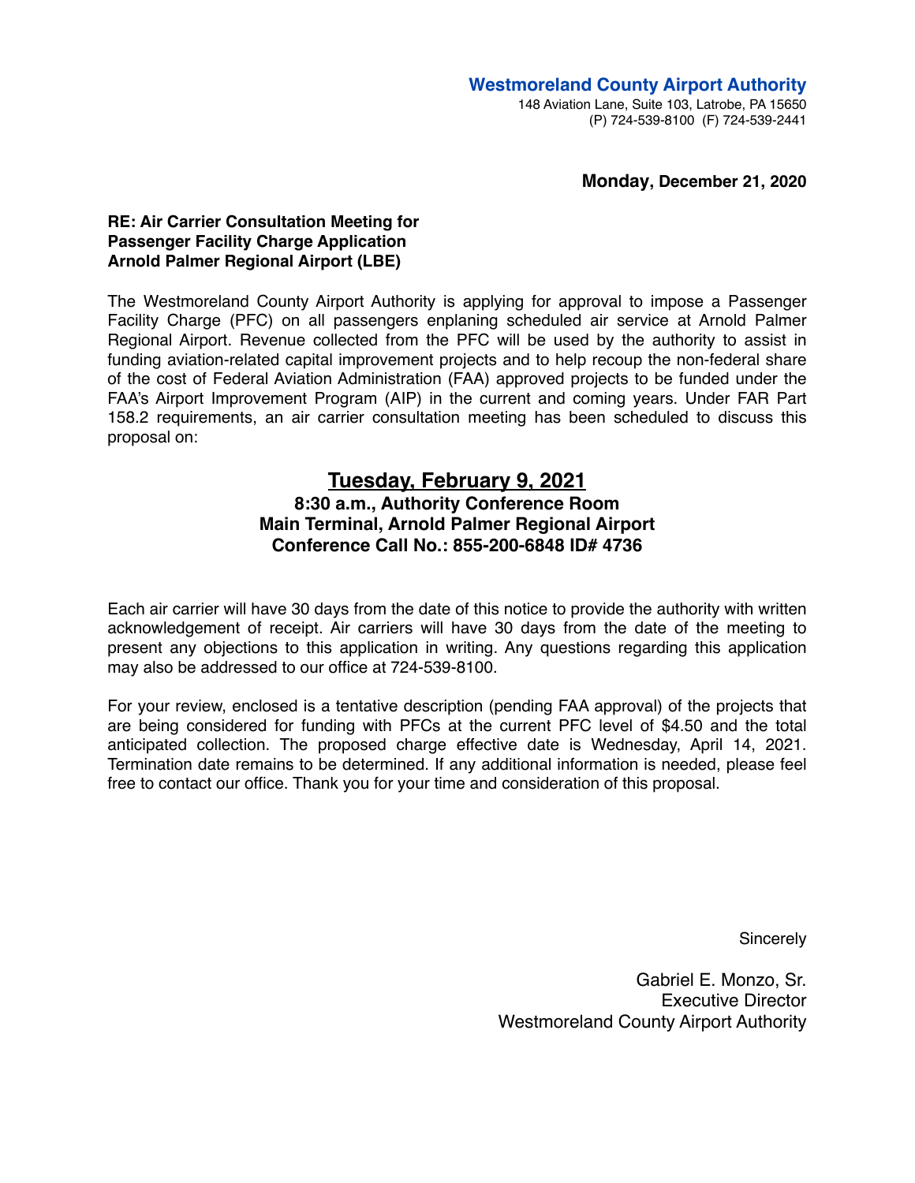**Westmoreland County Airport Authority**
148 Aviation Lane, Suite 103, Latrobe, PA 15650
(P) 724-539-8100 (F) 724-539-2441

**Monday, December 21, 2020**

**RE: Air Carrier Consultation Meeting for**
**Passenger Facility Charge Application**
**Arnold Palmer Regional Airport (LBE)**

The Westmoreland County Airport Authority is applying for approval to impose a Passenger Facility Charge (PFC) on all passengers enplaning scheduled air service at Arnold Palmer Regional Airport. Revenue collected from the PFC will be used by the authority to assist in funding aviation-related capital improvement projects and to help recoup the non-federal share of the cost of Federal Aviation Administration (FAA) approved projects to be funded under the FAA's Airport Improvement Program (AIP) in the current and coming years. Under FAR Part 158.2 requirements, an air carrier consultation meeting has been scheduled to discuss this proposal on:

## <u>Tuesday, February 9, 2021</u>

**8:30 a.m., Authority Conference Room**
**Main Terminal, Arnold Palmer Regional Airport**
**Conference Call No.: 855-200-6848 ID# 4736**

Each air carrier will have 30 days from the date of this notice to provide the authority with written acknowledgement of receipt. Air carriers will have 30 days from the date of the meeting to present any objections to this application in writing. Any questions regarding this application may also be addressed to our office at 724-539-8100.

For your review, enclosed is a tentative description (pending FAA approval) of the projects that are being considered for funding with PFCs at the current PFC level of $4.50 and the total anticipated collection. The proposed charge effective date is Wednesday, April 14, 2021. Termination date remains to be determined. If any additional information is needed, please feel free to contact our office. Thank you for your time and consideration of this proposal.

Sincerely

Gabriel E. Monzo, Sr.
Executive Director
Westmoreland County Airport Authority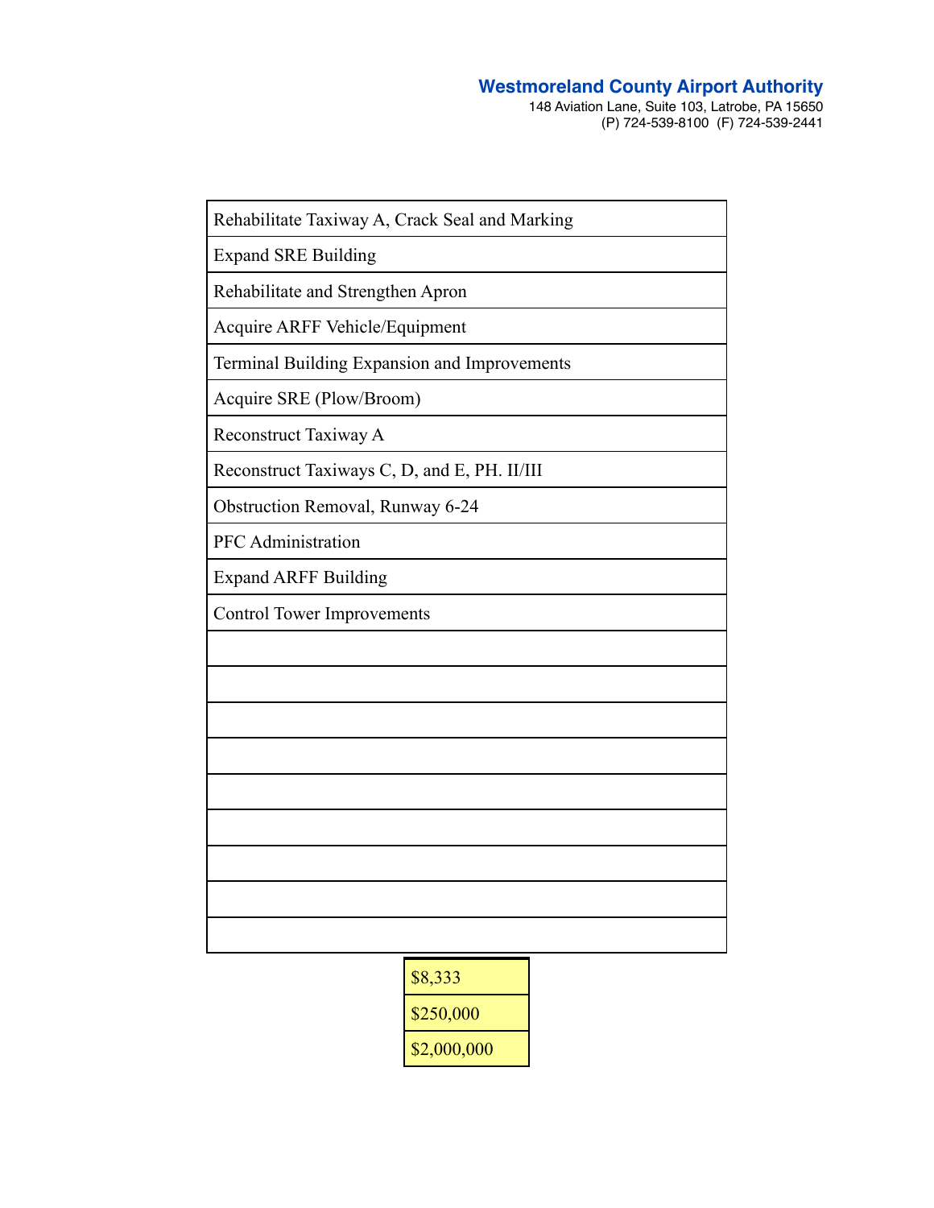Westmoreland County Airport Authority
148 Aviation Lane, Suite 103, Latrobe, PA 15650
(P) 724-539-8100 (F) 724-539-2441

| |
|---|
| Rehabilitate Taxiway A, Crack Seal and Marking |
| Expand SRE Building |
| Rehabilitate and Strengthen Apron |
| Acquire ARFF Vehicle/Equipment |
| Terminal Building Expansion and Improvements |
| Acquire SRE (Plow/Broom) |
| Reconstruct Taxiway A |
| Reconstruct Taxiways C, D, and E, PH. II/III |
| Obstruction Removal, Runway 6-24 |
| PFC Administration |
| Expand ARFF Building |
| Control Tower Improvements |
| |
| |
| |
| |
| |
| |
| |
| |
| |

| |
|---|
| $8,333 |
| $250,000 |
| $2,000,000 |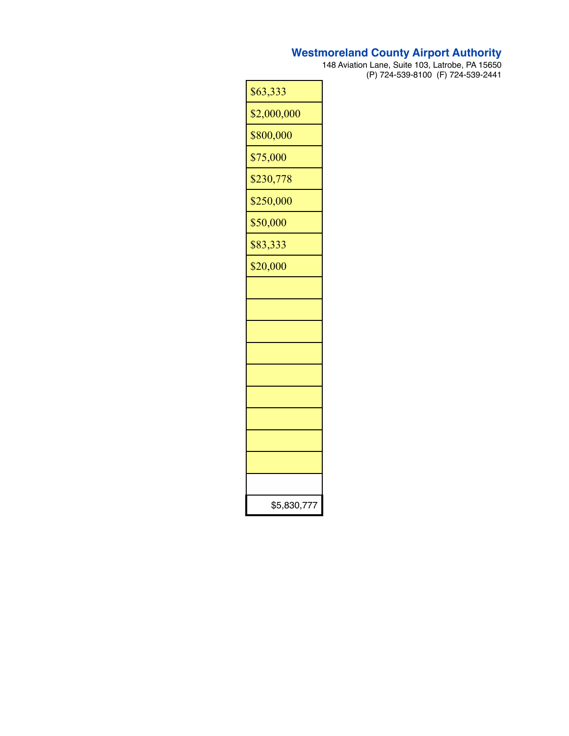**Westmoreland County Airport Authority**
148 Aviation Lane, Suite 103, Latrobe, PA 15650
(P) 724-539-8100 (F) 724-539-2441

| |
|---|
| $63,333 |
| $2,000,000 |
| $800,000 |
| $75,000 |
| $230,778 |
| $250,000 |
| $50,000 |
| $83,333 |
| $20,000 |
| |
| |
| |
| |
| |
| |
| |
| |
| |
| |
| $5,830,777 |